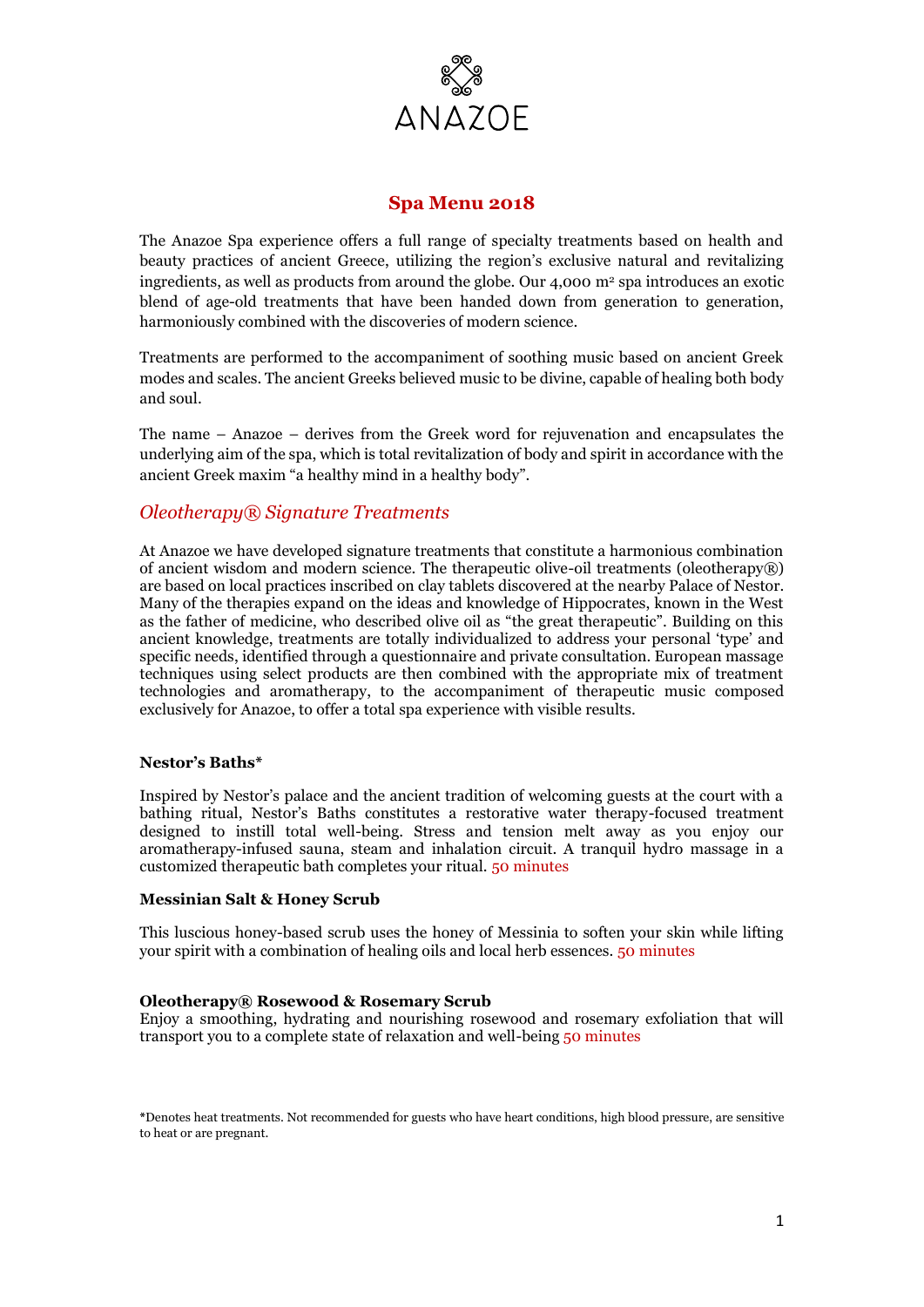# ANAZOE

## Spa Menu 2018

The Anazoe Spa experience offers a full range of specialty treatments based on health and beauty practices of ancient Greece, utilizing the region's exclusive natural and revitalizing ingredients, as well as products from around the globe. Our 4,000 m² spa introduces an exotic blend of age-old treatments that have been handed down from generation to generation, harmoniously combined with the discoveries of modern science.

Treatments are performed to the accompaniment of soothing music based on ancient Greek modes and scales. The ancient Greeks believed music to be divine, capable of healing both body and soul.

The name – Anazoe – derives from the Greek word for rejuvenation and encapsulates the underlying aim of the spa, which is total revitalization of body and spirit in accordance with the ancient Greek maxim "a healthy mind in a healthy body".

## *Oleotherapy® Signature Treatments*

At Anazoe we have developed signature treatments that constitute a harmonious combination of ancient wisdom and modern science. The therapeutic olive-oil treatments (oleotherapy®) are based on local practices inscribed on clay tablets discovered at the nearby Palace of Nestor. Many of the therapies expand on the ideas and knowledge of Hippocrates, known in the West as the father of medicine, who described olive oil as "the great therapeutic". Building on this ancient knowledge, treatments are totally individualized to address your personal 'type' and specific needs, identified through a questionnaire and private consultation. European massage techniques using select products are then combined with the appropriate mix of treatment technologies and aromatherapy, to the accompaniment of therapeutic music composed exclusively for Anazoe, to offer a total spa experience with visible results.

**Nestor's Baths***

Inspired by Nestor's palace and the ancient tradition of welcoming guests at the court with a bathing ritual, Nestor's Baths constitutes a restorative water therapy-focused treatment designed to instill total well-being. Stress and tension melt away as you enjoy our aromatherapy-infused sauna, steam and inhalation circuit. A tranquil hydro massage in a customized therapeutic bath completes your ritual. 50 minutes

**Messinian Salt & Honey Scrub**

This luscious honey-based scrub uses the honey of Messinia to soften your skin while lifting your spirit with a combination of healing oils and local herb essences. 50 minutes

**Oleotherapy® Rosewood & Rosemary Scrub**

Enjoy a smoothing, hydrating and nourishing rosewood and rosemary exfoliation that will transport you to a complete state of relaxation and well-being 50 minutes

*Denotes heat treatments. Not recommended for guests who have heart conditions, high blood pressure, are sensitive to heat or are pregnant.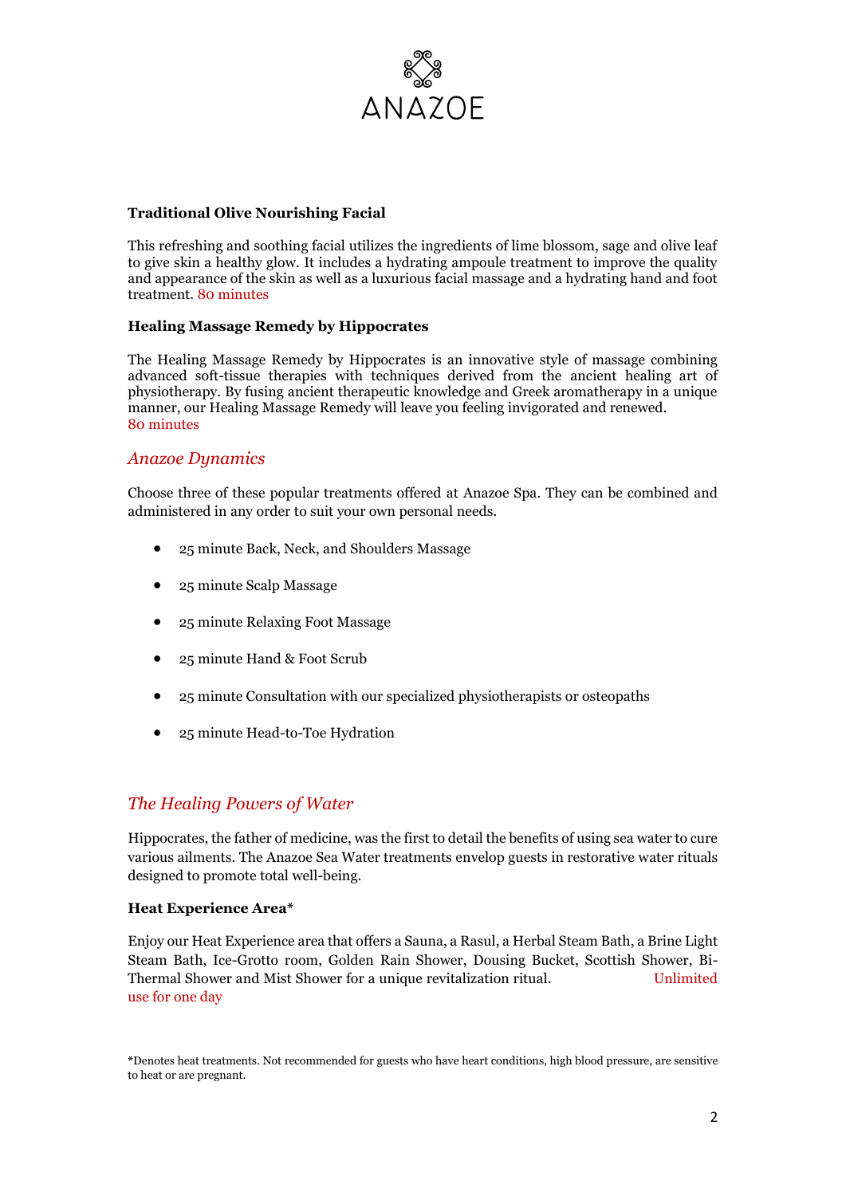ANAZOE

**Traditional Olive Nourishing Facial**

This refreshing and soothing facial utilizes the ingredients of lime blossom, sage and olive leaf to give skin a healthy glow. It includes a hydrating ampoule treatment to improve the quality and appearance of the skin as well as a luxurious facial massage and a hydrating hand and foot treatment. 80 minutes

**Healing Massage Remedy by Hippocrates**

The Healing Massage Remedy by Hippocrates is an innovative style of massage combining advanced soft-tissue therapies with techniques derived from the ancient healing art of physiotherapy. By fusing ancient therapeutic knowledge and Greek aromatherapy in a unique manner, our Healing Massage Remedy will leave you feeling invigorated and renewed.
80 minutes

## *Anazoe Dynamics*

Choose three of these popular treatments offered at Anazoe Spa. They can be combined and administered in any order to suit your own personal needs.

- 25 minute Back, Neck, and Shoulders Massage
- 25 minute Scalp Massage
- 25 minute Relaxing Foot Massage
- 25 minute Hand & Foot Scrub
- 25 minute Consultation with our specialized physiotherapists or osteopaths
- 25 minute Head-to-Toe Hydration

## *The Healing Powers of Water*

Hippocrates, the father of medicine, was the first to detail the benefits of using sea water to cure various ailments. The Anazoe Sea Water treatments envelop guests in restorative water rituals designed to promote total well-being.

**Heat Experience Area***

Enjoy our Heat Experience area that offers a Sauna, a Rasul, a Herbal Steam Bath, a Brine Light Steam Bath, Ice-Grotto room, Golden Rain Shower, Dousing Bucket, Scottish Shower, Bi-Thermal Shower and Mist Shower for a unique revitalization ritual. Unlimited use for one day

*Denotes heat treatments. Not recommended for guests who have heart conditions, high blood pressure, are sensitive to heat or are pregnant.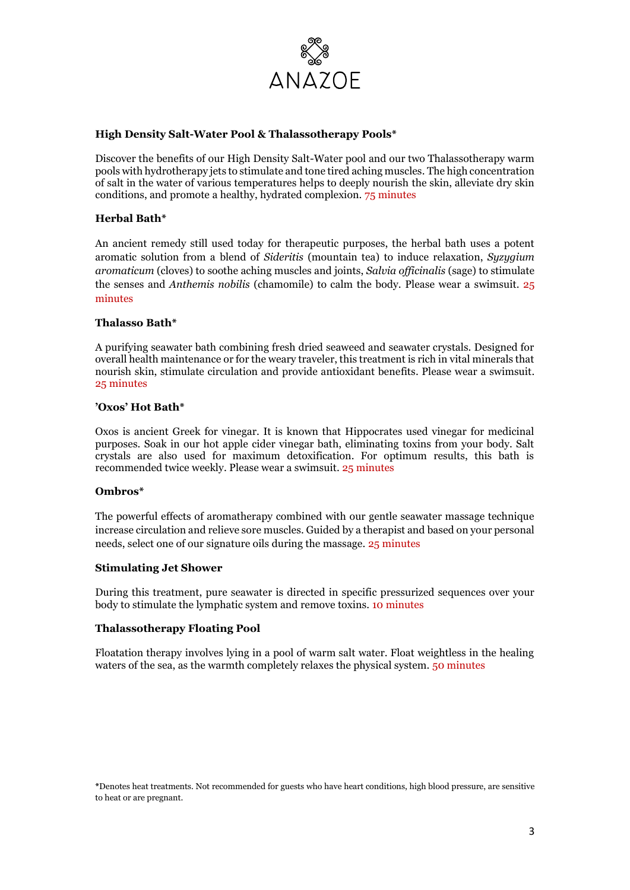ANAZOE

### High Density Salt-Water Pool & Thalassotherapy Pools*

Discover the benefits of our High Density Salt-Water pool and our two Thalassotherapy warm pools with hydrotherapy jets to stimulate and tone tired aching muscles. The high concentration of salt in the water of various temperatures helps to deeply nourish the skin, alleviate dry skin conditions, and promote a healthy, hydrated complexion. 75 minutes

### Herbal Bath*

An ancient remedy still used today for therapeutic purposes, the herbal bath uses a potent aromatic solution from a blend of *Sideritis* (mountain tea) to induce relaxation, *Syzygium aromaticum* (cloves) to soothe aching muscles and joints, *Salvia officinalis* (sage) to stimulate the senses and *Anthemis nobilis* (chamomile) to calm the body. Please wear a swimsuit. 25 minutes

### Thalasso Bath*

A purifying seawater bath combining fresh dried seaweed and seawater crystals. Designed for overall health maintenance or for the weary traveler, this treatment is rich in vital minerals that nourish skin, stimulate circulation and provide antioxidant benefits. Please wear a swimsuit. 25 minutes

### 'Oxos' Hot Bath*

Oxos is ancient Greek for vinegar. It is known that Hippocrates used vinegar for medicinal purposes. Soak in our hot apple cider vinegar bath, eliminating toxins from your body. Salt crystals are also used for maximum detoxification. For optimum results, this bath is recommended twice weekly. Please wear a swimsuit. 25 minutes

### Ombros*

The powerful effects of aromatherapy combined with our gentle seawater massage technique increase circulation and relieve sore muscles. Guided by a therapist and based on your personal needs, select one of our signature oils during the massage. 25 minutes

### Stimulating Jet Shower

During this treatment, pure seawater is directed in specific pressurized sequences over your body to stimulate the lymphatic system and remove toxins. 10 minutes

### Thalassotherapy Floating Pool

Floatation therapy involves lying in a pool of warm salt water. Float weightless in the healing waters of the sea, as the warmth completely relaxes the physical system. 50 minutes

*Denotes heat treatments. Not recommended for guests who have heart conditions, high blood pressure, are sensitive to heat or are pregnant.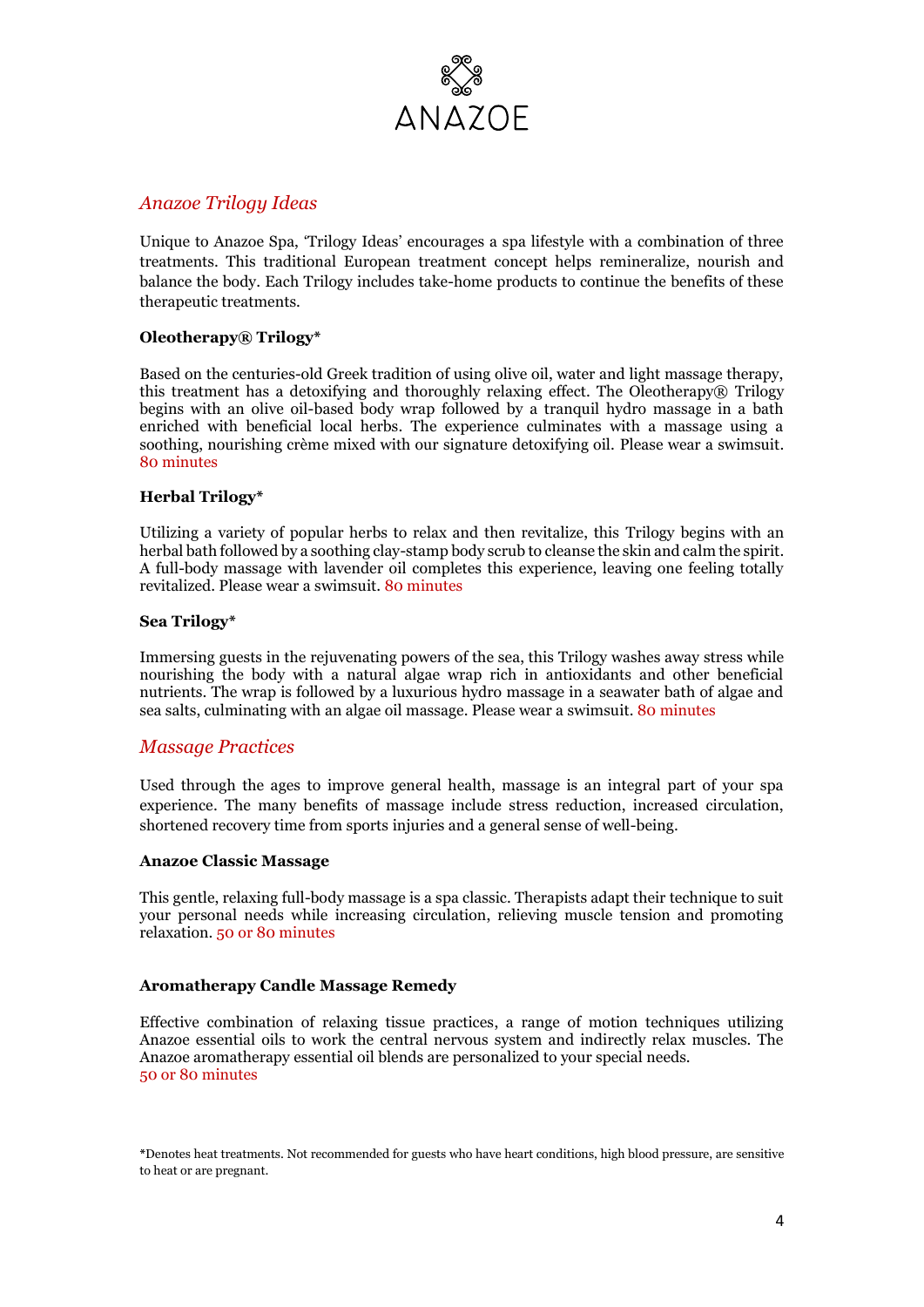ANAZOE

## *Anazoe Trilogy Ideas*

Unique to Anazoe Spa, 'Trilogy Ideas' encourages a spa lifestyle with a combination of three treatments. This traditional European treatment concept helps remineralize, nourish and balance the body. Each Trilogy includes take-home products to continue the benefits of these therapeutic treatments.

### Oleotherapy® Trilogy*

Based on the centuries-old Greek tradition of using olive oil, water and light massage therapy, this treatment has a detoxifying and thoroughly relaxing effect. The Oleotherapy® Trilogy begins with an olive oil-based body wrap followed by a tranquil hydro massage in a bath enriched with beneficial local herbs. The experience culminates with a massage using a soothing, nourishing crème mixed with our signature detoxifying oil. Please wear a swimsuit. 80 minutes

### Herbal Trilogy*

Utilizing a variety of popular herbs to relax and then revitalize, this Trilogy begins with an herbal bath followed by a soothing clay-stamp body scrub to cleanse the skin and calm the spirit. A full-body massage with lavender oil completes this experience, leaving one feeling totally revitalized. Please wear a swimsuit. 80 minutes

### Sea Trilogy*

Immersing guests in the rejuvenating powers of the sea, this Trilogy washes away stress while nourishing the body with a natural algae wrap rich in antioxidants and other beneficial nutrients. The wrap is followed by a luxurious hydro massage in a seawater bath of algae and sea salts, culminating with an algae oil massage. Please wear a swimsuit. 80 minutes

## *Massage Practices*

Used through the ages to improve general health, massage is an integral part of your spa experience. The many benefits of massage include stress reduction, increased circulation, shortened recovery time from sports injuries and a general sense of well-being.

### Anazoe Classic Massage

This gentle, relaxing full-body massage is a spa classic. Therapists adapt their technique to suit your personal needs while increasing circulation, relieving muscle tension and promoting relaxation. 50 or 80 minutes

### Aromatherapy Candle Massage Remedy

Effective combination of relaxing tissue practices, a range of motion techniques utilizing Anazoe essential oils to work the central nervous system and indirectly relax muscles. The Anazoe aromatherapy essential oil blends are personalized to your special needs.
50 or 80 minutes

*Denotes heat treatments. Not recommended for guests who have heart conditions, high blood pressure, are sensitive to heat or are pregnant.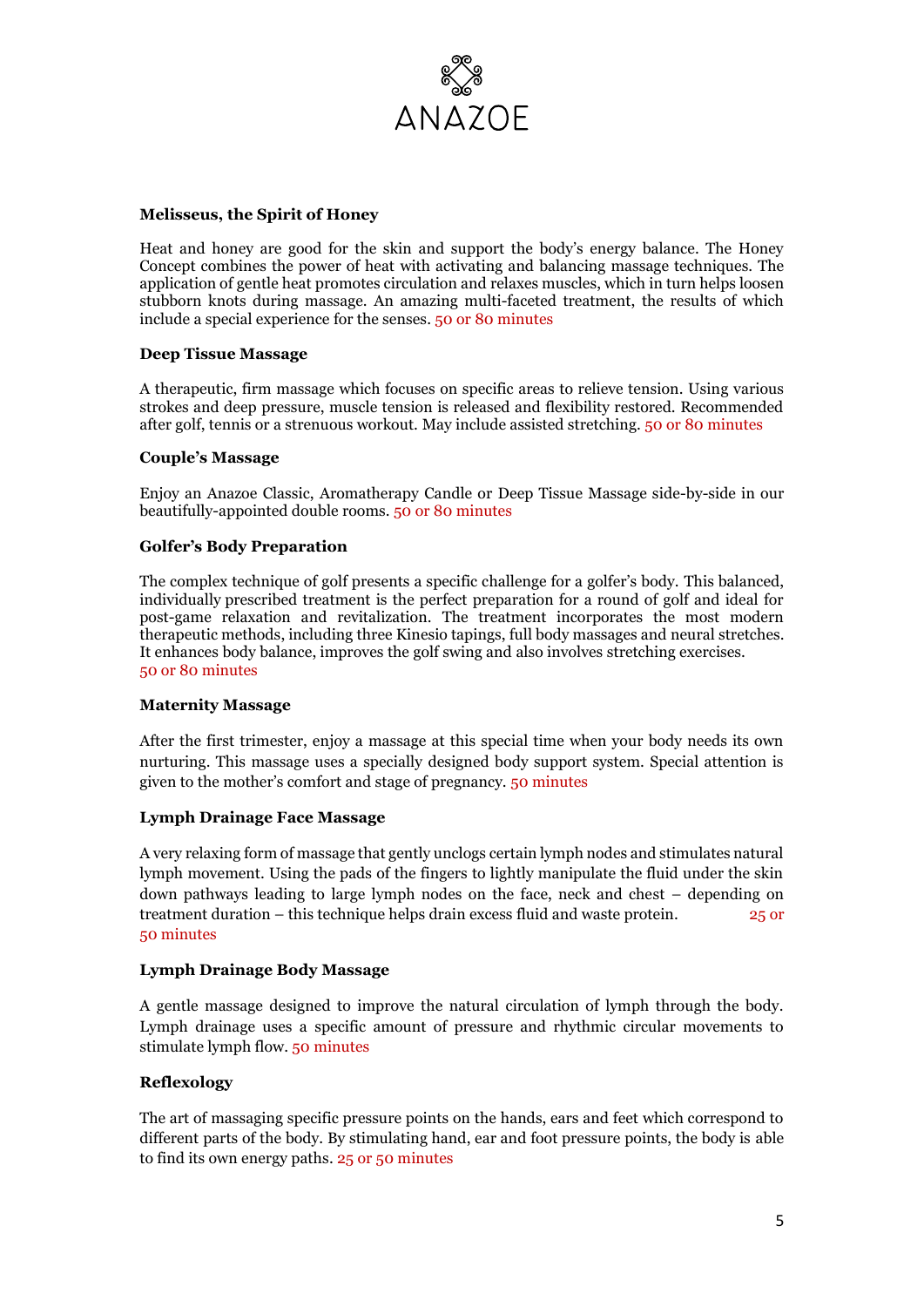# ANAZOE

### Melisseus, the Spirit of Honey

Heat and honey are good for the skin and support the body's energy balance. The Honey Concept combines the power of heat with activating and balancing massage techniques. The application of gentle heat promotes circulation and relaxes muscles, which in turn helps loosen stubborn knots during massage. An amazing multi-faceted treatment, the results of which include a special experience for the senses. 50 or 80 minutes

### Deep Tissue Massage

A therapeutic, firm massage which focuses on specific areas to relieve tension. Using various strokes and deep pressure, muscle tension is released and flexibility restored. Recommended after golf, tennis or a strenuous workout. May include assisted stretching. 50 or 80 minutes

### Couple's Massage

Enjoy an Anazoe Classic, Aromatherapy Candle or Deep Tissue Massage side-by-side in our beautifully-appointed double rooms. 50 or 80 minutes

### Golfer's Body Preparation

The complex technique of golf presents a specific challenge for a golfer's body. This balanced, individually prescribed treatment is the perfect preparation for a round of golf and ideal for post-game relaxation and revitalization. The treatment incorporates the most modern therapeutic methods, including three Kinesio tapings, full body massages and neural stretches. It enhances body balance, improves the golf swing and also involves stretching exercises.
50 or 80 minutes

### Maternity Massage

After the first trimester, enjoy a massage at this special time when your body needs its own nurturing. This massage uses a specially designed body support system. Special attention is given to the mother's comfort and stage of pregnancy. 50 minutes

### Lymph Drainage Face Massage

A very relaxing form of massage that gently unclogs certain lymph nodes and stimulates natural lymph movement. Using the pads of the fingers to lightly manipulate the fluid under the skin down pathways leading to large lymph nodes on the face, neck and chest – depending on treatment duration – this technique helps drain excess fluid and waste protein. 25 or 50 minutes

### Lymph Drainage Body Massage

A gentle massage designed to improve the natural circulation of lymph through the body. Lymph drainage uses a specific amount of pressure and rhythmic circular movements to stimulate lymph flow. 50 minutes

### Reflexology

The art of massaging specific pressure points on the hands, ears and feet which correspond to different parts of the body. By stimulating hand, ear and foot pressure points, the body is able to find its own energy paths. 25 or 50 minutes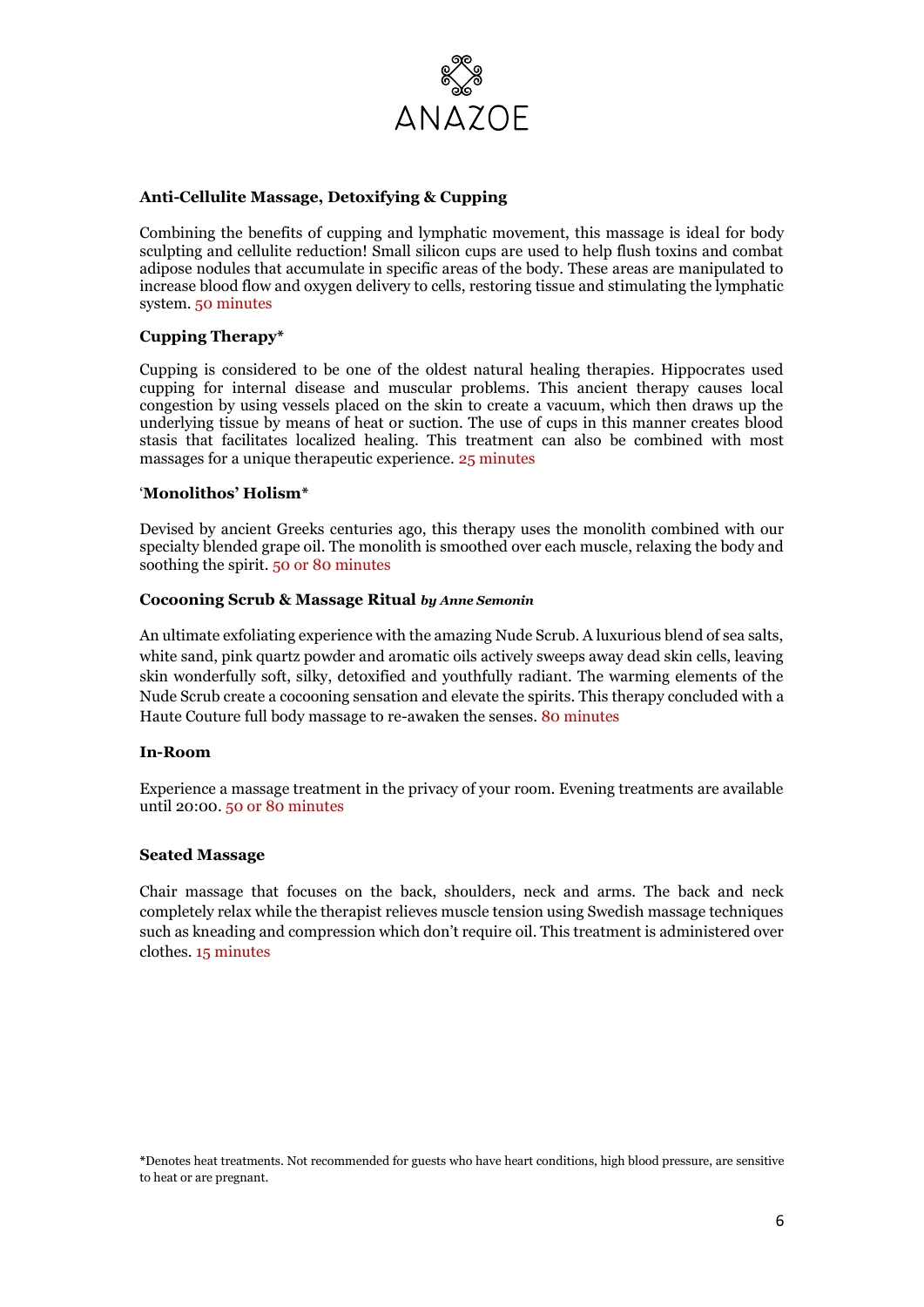ANAZOE

**Anti-Cellulite Massage, Detoxifying & Cupping**

Combining the benefits of cupping and lymphatic movement, this massage is ideal for body sculpting and cellulite reduction! Small silicon cups are used to help flush toxins and combat adipose nodules that accumulate in specific areas of the body. These areas are manipulated to increase blood flow and oxygen delivery to cells, restoring tissue and stimulating the lymphatic system. 50 minutes

**Cupping Therapy***

Cupping is considered to be one of the oldest natural healing therapies. Hippocrates used cupping for internal disease and muscular problems. This ancient therapy causes local congestion by using vessels placed on the skin to create a vacuum, which then draws up the underlying tissue by means of heat or suction. The use of cups in this manner creates blood stasis that facilitates localized healing. This treatment can also be combined with most massages for a unique therapeutic experience. 25 minutes

**'Monolithos' Holism***

Devised by ancient Greeks centuries ago, this therapy uses the monolith combined with our specialty blended grape oil. The monolith is smoothed over each muscle, relaxing the body and soothing the spirit. 50 or 80 minutes

**Cocooning Scrub & Massage Ritual** ***by Anne Semonin***

An ultimate exfoliating experience with the amazing Nude Scrub. A luxurious blend of sea salts, white sand, pink quartz powder and aromatic oils actively sweeps away dead skin cells, leaving skin wonderfully soft, silky, detoxified and youthfully radiant. The warming elements of the Nude Scrub create a cocooning sensation and elevate the spirits. This therapy concluded with a Haute Couture full body massage to re-awaken the senses. 80 minutes

**In-Room**

Experience a massage treatment in the privacy of your room. Evening treatments are available until 20:00. 50 or 80 minutes

**Seated Massage**

Chair massage that focuses on the back, shoulders, neck and arms. The back and neck completely relax while the therapist relieves muscle tension using Swedish massage techniques such as kneading and compression which don't require oil. This treatment is administered over clothes. 15 minutes

*Denotes heat treatments. Not recommended for guests who have heart conditions, high blood pressure, are sensitive to heat or are pregnant.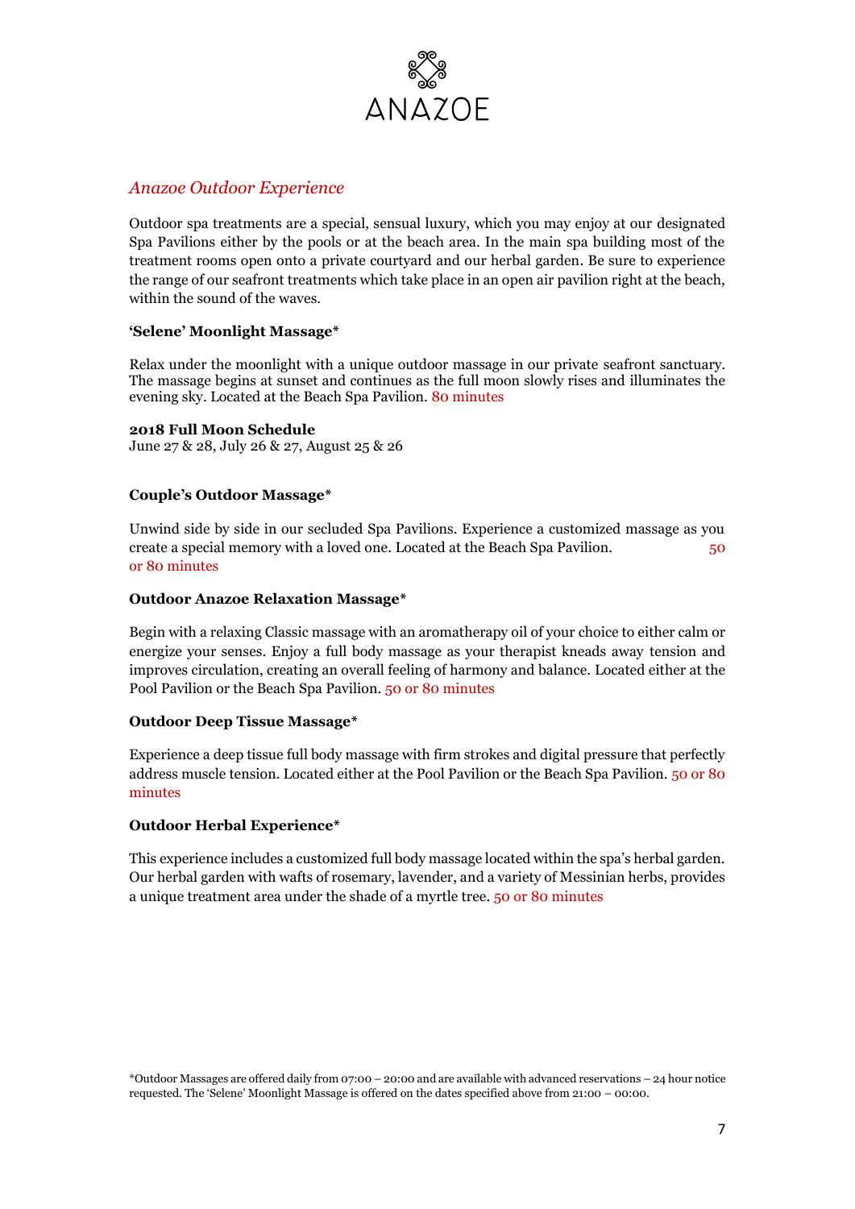ANAZOE

## *Anazoe Outdoor Experience*

Outdoor spa treatments are a special, sensual luxury, which you may enjoy at our designated Spa Pavilions either by the pools or at the beach area. In the main spa building most of the treatment rooms open onto a private courtyard and our herbal garden. Be sure to experience the range of our seafront treatments which take place in an open air pavilion right at the beach, within the sound of the waves.

### 'Selene' Moonlight Massage*

Relax under the moonlight with a unique outdoor massage in our private seafront sanctuary. The massage begins at sunset and continues as the full moon slowly rises and illuminates the evening sky. Located at the Beach Spa Pavilion. 80 minutes

**2018 Full Moon Schedule**
June 27 & 28, July 26 & 27, August 25 & 26

### Couple's Outdoor Massage*

Unwind side by side in our secluded Spa Pavilions. Experience a customized massage as you create a special memory with a loved one. Located at the Beach Spa Pavilion. 50 or 80 minutes

### Outdoor Anazoe Relaxation Massage*

Begin with a relaxing Classic massage with an aromatherapy oil of your choice to either calm or energize your senses. Enjoy a full body massage as your therapist kneads away tension and improves circulation, creating an overall feeling of harmony and balance. Located either at the Pool Pavilion or the Beach Spa Pavilion. 50 or 80 minutes

### Outdoor Deep Tissue Massage*

Experience a deep tissue full body massage with firm strokes and digital pressure that perfectly address muscle tension. Located either at the Pool Pavilion or the Beach Spa Pavilion. 50 or 80 minutes

### Outdoor Herbal Experience*

This experience includes a customized full body massage located within the spa's herbal garden. Our herbal garden with wafts of rosemary, lavender, and a variety of Messinian herbs, provides a unique treatment area under the shade of a myrtle tree. 50 or 80 minutes

*Outdoor Massages are offered daily from 07:00 – 20:00 and are available with advanced reservations – 24 hour notice requested. The 'Selene' Moonlight Massage is offered on the dates specified above from 21:00 – 00:00.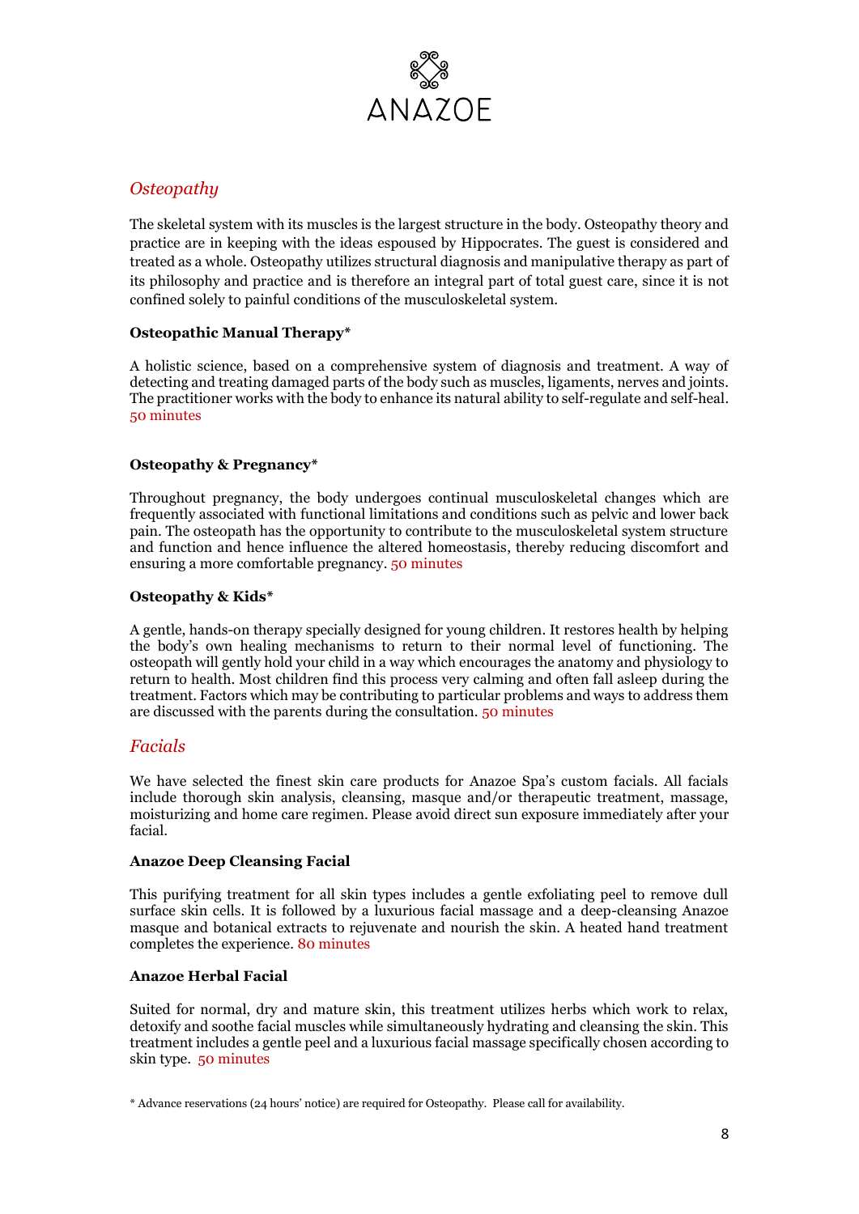ANAZOE

## *Osteopathy*

The skeletal system with its muscles is the largest structure in the body. Osteopathy theory and practice are in keeping with the ideas espoused by Hippocrates. The guest is considered and treated as a whole. Osteopathy utilizes structural diagnosis and manipulative therapy as part of its philosophy and practice and is therefore an integral part of total guest care, since it is not confined solely to painful conditions of the musculoskeletal system.

### Osteopathic Manual Therapy*

A holistic science, based on a comprehensive system of diagnosis and treatment. A way of detecting and treating damaged parts of the body such as muscles, ligaments, nerves and joints. The practitioner works with the body to enhance its natural ability to self-regulate and self-heal. 50 minutes

### Osteopathy & Pregnancy*

Throughout pregnancy, the body undergoes continual musculoskeletal changes which are frequently associated with functional limitations and conditions such as pelvic and lower back pain. The osteopath has the opportunity to contribute to the musculoskeletal system structure and function and hence influence the altered homeostasis, thereby reducing discomfort and ensuring a more comfortable pregnancy. 50 minutes

### Osteopathy & Kids*

A gentle, hands-on therapy specially designed for young children. It restores health by helping the body's own healing mechanisms to return to their normal level of functioning. The osteopath will gently hold your child in a way which encourages the anatomy and physiology to return to health. Most children find this process very calming and often fall asleep during the treatment. Factors which may be contributing to particular problems and ways to address them are discussed with the parents during the consultation. 50 minutes

## *Facials*

We have selected the finest skin care products for Anazoe Spa's custom facials. All facials include thorough skin analysis, cleansing, masque and/or therapeutic treatment, massage, moisturizing and home care regimen. Please avoid direct sun exposure immediately after your facial.

### Anazoe Deep Cleansing Facial

This purifying treatment for all skin types includes a gentle exfoliating peel to remove dull surface skin cells. It is followed by a luxurious facial massage and a deep-cleansing Anazoe masque and botanical extracts to rejuvenate and nourish the skin. A heated hand treatment completes the experience. 80 minutes

### Anazoe Herbal Facial

Suited for normal, dry and mature skin, this treatment utilizes herbs which work to relax, detoxify and soothe facial muscles while simultaneously hydrating and cleansing the skin. This treatment includes a gentle peel and a luxurious facial massage specifically chosen according to skin type. 50 minutes

* Advance reservations (24 hours' notice) are required for Osteopathy. Please call for availability.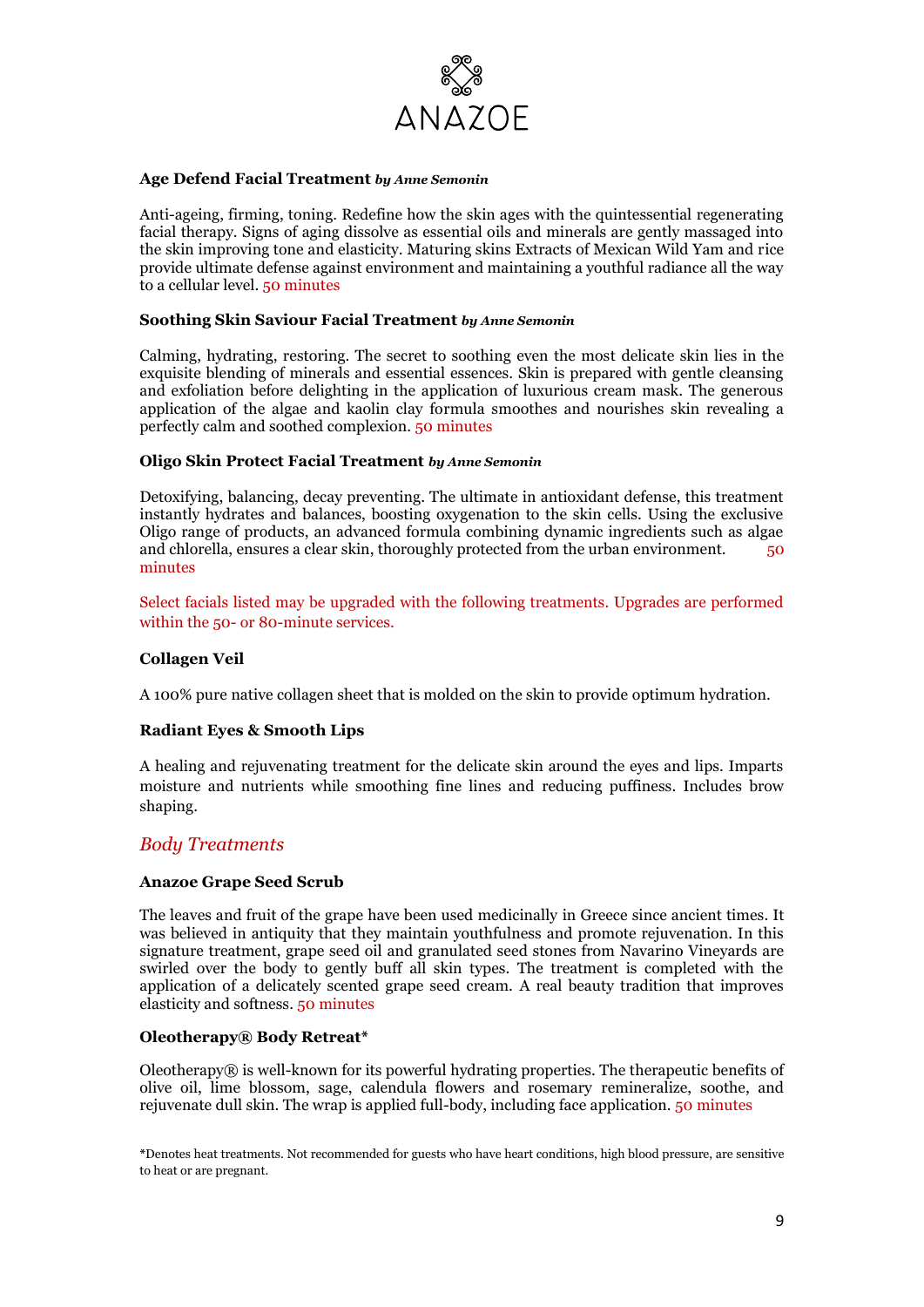**Age Defend Facial Treatment** ***by Anne Semonin***

Anti-ageing, firming, toning. Redefine how the skin ages with the quintessential regenerating facial therapy. Signs of aging dissolve as essential oils and minerals are gently massaged into the skin improving tone and elasticity. Maturing skins Extracts of Mexican Wild Yam and rice provide ultimate defense against environment and maintaining a youthful radiance all the way to a cellular level. 50 minutes

**Soothing Skin Saviour Facial Treatment** ***by Anne Semonin***

Calming, hydrating, restoring. The secret to soothing even the most delicate skin lies in the exquisite blending of minerals and essential essences. Skin is prepared with gentle cleansing and exfoliation before delighting in the application of luxurious cream mask. The generous application of the algae and kaolin clay formula smoothes and nourishes skin revealing a perfectly calm and soothed complexion. 50 minutes

**Oligo Skin Protect Facial Treatment** ***by Anne Semonin***

Detoxifying, balancing, decay preventing. The ultimate in antioxidant defense, this treatment instantly hydrates and balances, boosting oxygenation to the skin cells. Using the exclusive Oligo range of products, an advanced formula combining dynamic ingredients such as algae and chlorella, ensures a clear skin, thoroughly protected from the urban environment. 50 minutes

Select facials listed may be upgraded with the following treatments. Upgrades are performed within the 50- or 80-minute services.

**Collagen Veil**

A 100% pure native collagen sheet that is molded on the skin to provide optimum hydration.

**Radiant Eyes & Smooth Lips**

A healing and rejuvenating treatment for the delicate skin around the eyes and lips. Imparts moisture and nutrients while smoothing fine lines and reducing puffiness. Includes brow shaping.

## *Body Treatments*

**Anazoe Grape Seed Scrub**

The leaves and fruit of the grape have been used medicinally in Greece since ancient times. It was believed in antiquity that they maintain youthfulness and promote rejuvenation. In this signature treatment, grape seed oil and granulated seed stones from Navarino Vineyards are swirled over the body to gently buff all skin types. The treatment is completed with the application of a delicately scented grape seed cream. A real beauty tradition that improves elasticity and softness. 50 minutes

**Oleotherapy® Body Retreat***

Oleotherapy® is well-known for its powerful hydrating properties. The therapeutic benefits of olive oil, lime blossom, sage, calendula flowers and rosemary remineralize, soothe, and rejuvenate dull skin. The wrap is applied full-body, including face application. 50 minutes

*Denotes heat treatments. Not recommended for guests who have heart conditions, high blood pressure, are sensitive to heat or are pregnant.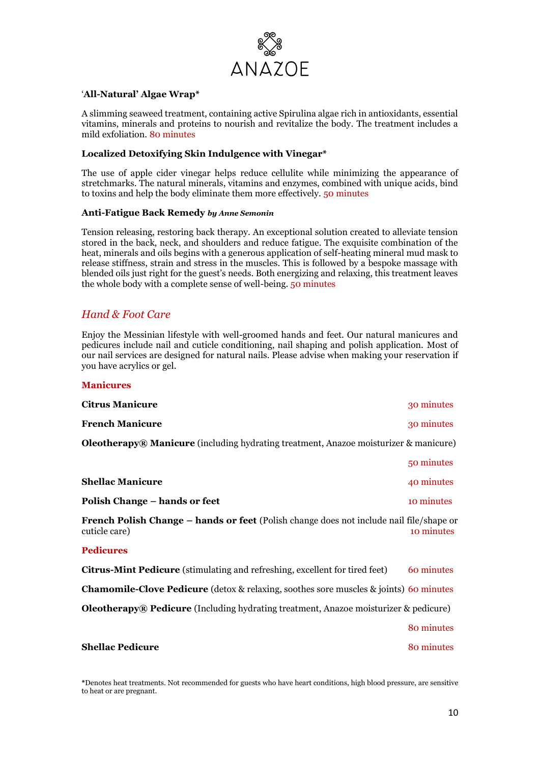ANAZOE

'**All-Natural' Algae Wrap***

A slimming seaweed treatment, containing active Spirulina algae rich in antioxidants, essential vitamins, minerals and proteins to nourish and revitalize the body. The treatment includes a mild exfoliation. 80 minutes

**Localized Detoxifying Skin Indulgence with Vinegar***

The use of apple cider vinegar helps reduce cellulite while minimizing the appearance of stretchmarks. The natural minerals, vitamins and enzymes, combined with unique acids, bind to toxins and help the body eliminate them more effectively. 50 minutes

**Anti-Fatigue Back Remedy** ***by Anne Semonin***

Tension releasing, restoring back therapy. An exceptional solution created to alleviate tension stored in the back, neck, and shoulders and reduce fatigue. The exquisite combination of the heat, minerals and oils begins with a generous application of self-heating mineral mud mask to release stiffness, strain and stress in the muscles. This is followed by a bespoke massage with blended oils just right for the guest's needs. Both energizing and relaxing, this treatment leaves the whole body with a complete sense of well-being. 50 minutes

## *Hand & Foot Care*

Enjoy the Messinian lifestyle with well-groomed hands and feet. Our natural manicures and pedicures include nail and cuticle conditioning, nail shaping and polish application. Most of our nail services are designed for natural nails. Please advise when making your reservation if you have acrylics or gel.

### Manicures

**Citrus Manicure** 30 minutes

**French Manicure** 30 minutes

**Oleotherapy® Manicure** (including hydrating treatment, Anazoe moisturizer & manicure) 50 minutes

**Shellac Manicure** 40 minutes

**Polish Change – hands or feet** 10 minutes

**French Polish Change – hands or feet** (Polish change does not include nail file/shape or cuticle care) 10 minutes

### Pedicures

**Citrus-Mint Pedicure** (stimulating and refreshing, excellent for tired feet) 60 minutes

**Chamomile-Clove Pedicure** (detox & relaxing, soothes sore muscles & joints) 60 minutes

**Oleotherapy® Pedicure** (Including hydrating treatment, Anazoe moisturizer & pedicure) 80 minutes

**Shellac Pedicure** 80 minutes

*Denotes heat treatments. Not recommended for guests who have heart conditions, high blood pressure, are sensitive to heat or are pregnant.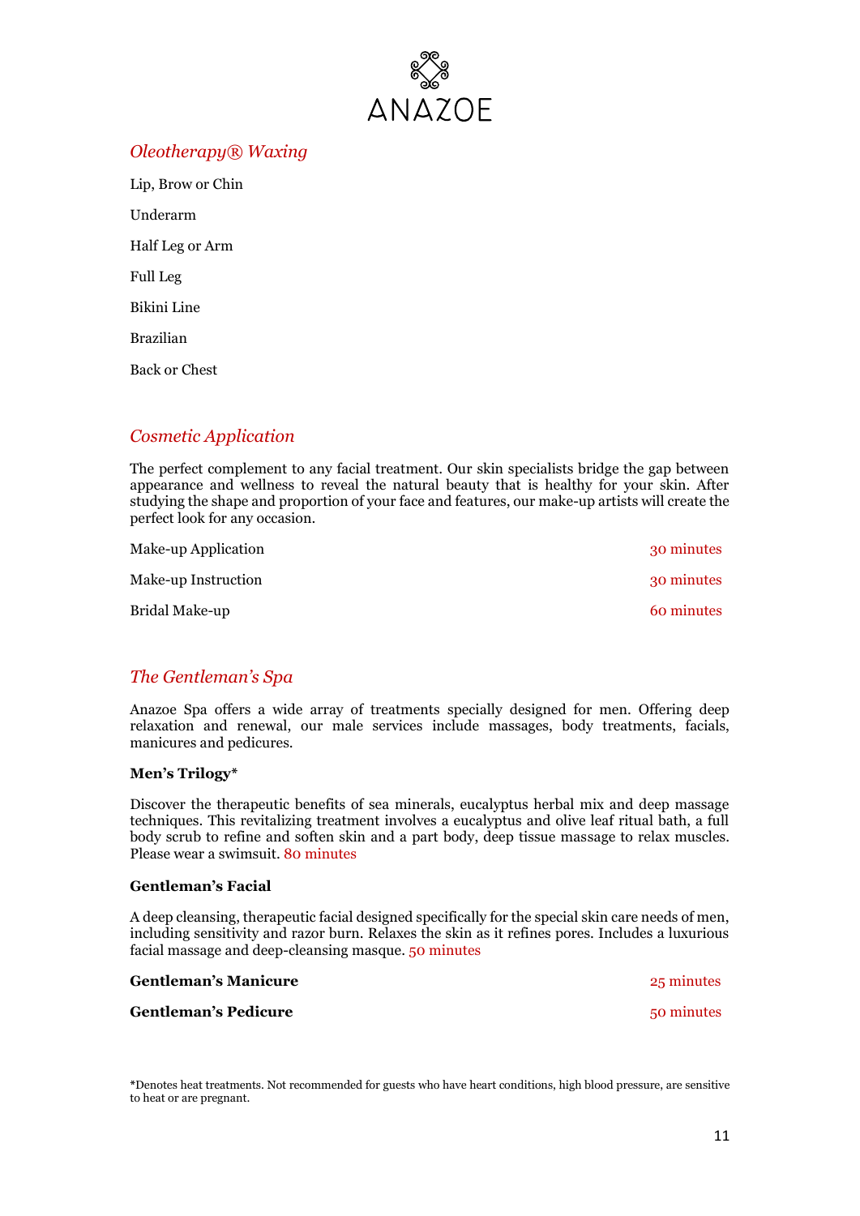## *Oleotherapy® Waxing*

Lip, Brow or Chin

Underarm

Half Leg or Arm

Full Leg

Bikini Line

Brazilian

Back or Chest

## *Cosmetic Application*

The perfect complement to any facial treatment. Our skin specialists bridge the gap between appearance and wellness to reveal the natural beauty that is healthy for your skin. After studying the shape and proportion of your face and features, our make-up artists will create the perfect look for any occasion.

| | |
|---|---|
| Make-up Application | 30 minutes |
| Make-up Instruction | 30 minutes |
| Bridal Make-up | 60 minutes |

## *The Gentleman's Spa*

Anazoe Spa offers a wide array of treatments specially designed for men. Offering deep relaxation and renewal, our male services include massages, body treatments, facials, manicures and pedicures.

**Men's Trilogy***

Discover the therapeutic benefits of sea minerals, eucalyptus herbal mix and deep massage techniques. This revitalizing treatment involves a eucalyptus and olive leaf ritual bath, a full body scrub to refine and soften skin and a part body, deep tissue massage to relax muscles. Please wear a swimsuit. 80 minutes

**Gentleman's Facial**

A deep cleansing, therapeutic facial designed specifically for the special skin care needs of men, including sensitivity and razor burn. Relaxes the skin as it refines pores. Includes a luxurious facial massage and deep-cleansing masque. 50 minutes

| | |
|---|---|
| **Gentleman's Manicure** | 25 minutes |
| **Gentleman's Pedicure** | 50 minutes |

*Denotes heat treatments. Not recommended for guests who have heart conditions, high blood pressure, are sensitive to heat or are pregnant.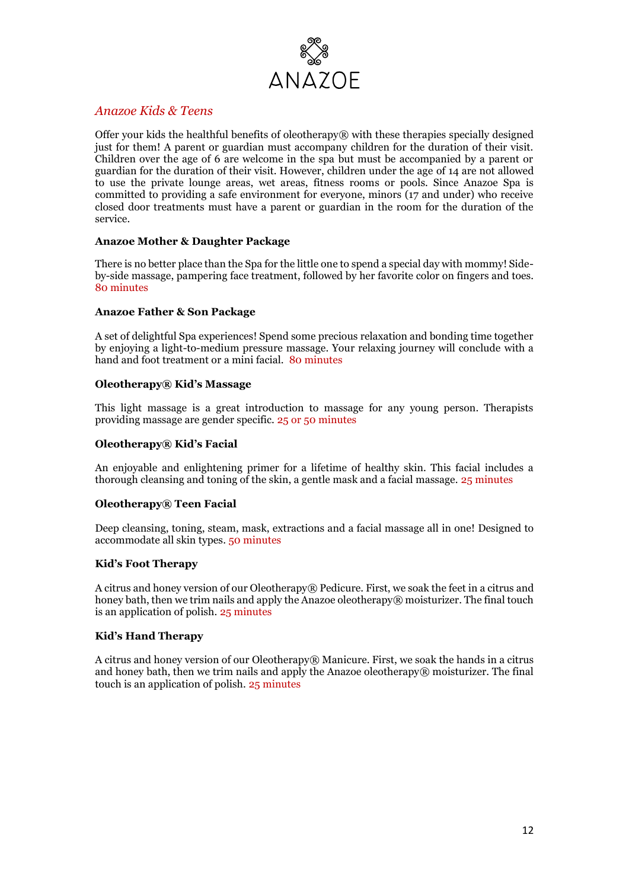# ANAZOE

## *Anazoe Kids & Teens*

Offer your kids the healthful benefits of oleotherapy® with these therapies specially designed just for them! A parent or guardian must accompany children for the duration of their visit. Children over the age of 6 are welcome in the spa but must be accompanied by a parent or guardian for the duration of their visit. However, children under the age of 14 are not allowed to use the private lounge areas, wet areas, fitness rooms or pools. Since Anazoe Spa is committed to providing a safe environment for everyone, minors (17 and under) who receive closed door treatments must have a parent or guardian in the room for the duration of the service.

### Anazoe Mother & Daughter Package

There is no better place than the Spa for the little one to spend a special day with mommy! Side-by-side massage, pampering face treatment, followed by her favorite color on fingers and toes. 80 minutes

### Anazoe Father & Son Package

A set of delightful Spa experiences! Spend some precious relaxation and bonding time together by enjoying a light-to-medium pressure massage. Your relaxing journey will conclude with a hand and foot treatment or a mini facial. 80 minutes

### Oleotherapy® Kid's Massage

This light massage is a great introduction to massage for any young person. Therapists providing massage are gender specific. 25 or 50 minutes

### Oleotherapy® Kid's Facial

An enjoyable and enlightening primer for a lifetime of healthy skin. This facial includes a thorough cleansing and toning of the skin, a gentle mask and a facial massage. 25 minutes

### Oleotherapy® Teen Facial

Deep cleansing, toning, steam, mask, extractions and a facial massage all in one! Designed to accommodate all skin types. 50 minutes

### Kid's Foot Therapy

A citrus and honey version of our Oleotherapy® Pedicure. First, we soak the feet in a citrus and honey bath, then we trim nails and apply the Anazoe oleotherapy® moisturizer. The final touch is an application of polish. 25 minutes

### Kid's Hand Therapy

A citrus and honey version of our Oleotherapy® Manicure. First, we soak the hands in a citrus and honey bath, then we trim nails and apply the Anazoe oleotherapy® moisturizer. The final touch is an application of polish. 25 minutes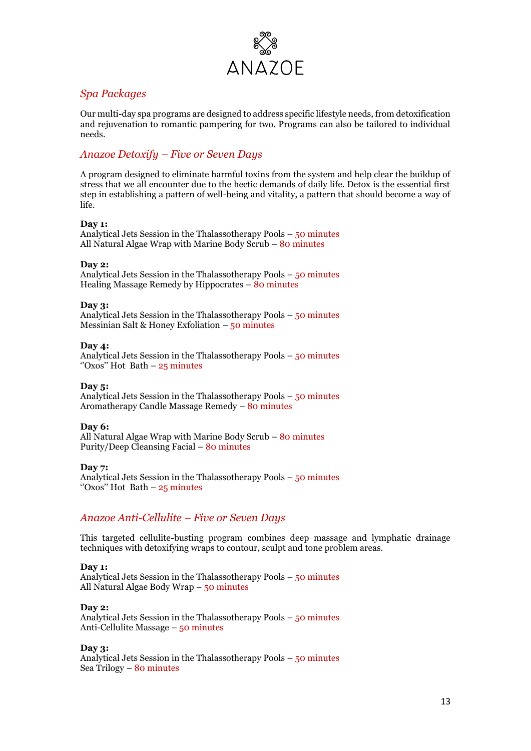ANAZOE

## *Spa Packages*

Our multi-day spa programs are designed to address specific lifestyle needs, from detoxification and rejuvenation to romantic pampering for two. Programs can also be tailored to individual needs.

### *Anazoe Detoxify – Five or Seven Days*

A program designed to eliminate harmful toxins from the system and help clear the buildup of stress that we all encounter due to the hectic demands of daily life. Detox is the essential first step in establishing a pattern of well-being and vitality, a pattern that should become a way of life.

**Day 1:**
Analytical Jets Session in the Thalassotherapy Pools – 50 minutes
All Natural Algae Wrap with Marine Body Scrub – 80 minutes

**Day 2:**
Analytical Jets Session in the Thalassotherapy Pools – 50 minutes
Healing Massage Remedy by Hippocrates – 80 minutes

**Day 3:**
Analytical Jets Session in the Thalassotherapy Pools – 50 minutes
Messinian Salt & Honey Exfoliation – 50 minutes

**Day 4:**
Analytical Jets Session in the Thalassotherapy Pools – 50 minutes
''Oxos'' Hot Bath – 25 minutes

**Day 5:**
Analytical Jets Session in the Thalassotherapy Pools – 50 minutes
Aromatherapy Candle Massage Remedy – 80 minutes

**Day 6:**
All Natural Algae Wrap with Marine Body Scrub – 80 minutes
Purity/Deep Cleansing Facial – 80 minutes

**Day 7:**
Analytical Jets Session in the Thalassotherapy Pools – 50 minutes
''Oxos'' Hot Bath – 25 minutes

### *Anazoe Anti-Cellulite – Five or Seven Days*

This targeted cellulite-busting program combines deep massage and lymphatic drainage techniques with detoxifying wraps to contour, sculpt and tone problem areas.

**Day 1:**
Analytical Jets Session in the Thalassotherapy Pools – 50 minutes
All Natural Algae Body Wrap – 50 minutes

**Day 2:**
Analytical Jets Session in the Thalassotherapy Pools – 50 minutes
Anti-Cellulite Massage – 50 minutes

**Day 3:**
Analytical Jets Session in the Thalassotherapy Pools – 50 minutes
Sea Trilogy – 80 minutes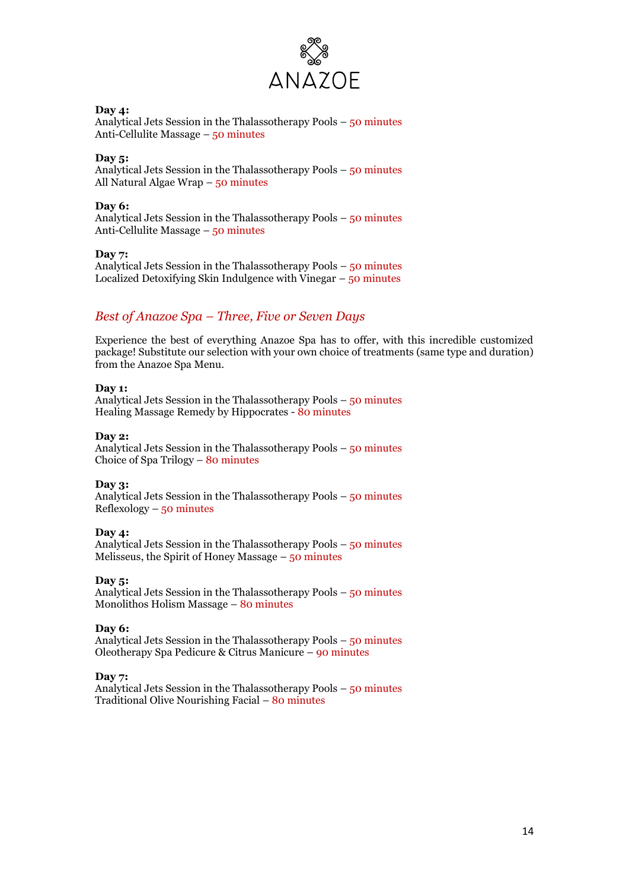**Day 4:**
Analytical Jets Session in the Thalassotherapy Pools – 50 minutes
Anti-Cellulite Massage – 50 minutes

**Day 5:**
Analytical Jets Session in the Thalassotherapy Pools – 50 minutes
All Natural Algae Wrap – 50 minutes

**Day 6:**
Analytical Jets Session in the Thalassotherapy Pools – 50 minutes
Anti-Cellulite Massage – 50 minutes

**Day 7:**
Analytical Jets Session in the Thalassotherapy Pools – 50 minutes
Localized Detoxifying Skin Indulgence with Vinegar – 50 minutes

## *Best of Anazoe Spa – Three, Five or Seven Days*

Experience the best of everything Anazoe Spa has to offer, with this incredible customized package! Substitute our selection with your own choice of treatments (same type and duration) from the Anazoe Spa Menu.

**Day 1:**
Analytical Jets Session in the Thalassotherapy Pools – 50 minutes
Healing Massage Remedy by Hippocrates - 80 minutes

**Day 2:**
Analytical Jets Session in the Thalassotherapy Pools – 50 minutes
Choice of Spa Trilogy – 80 minutes

**Day 3:**
Analytical Jets Session in the Thalassotherapy Pools – 50 minutes
Reflexology – 50 minutes

**Day 4:**
Analytical Jets Session in the Thalassotherapy Pools – 50 minutes
Melisseus, the Spirit of Honey Massage – 50 minutes

**Day 5:**
Analytical Jets Session in the Thalassotherapy Pools – 50 minutes
Monolithos Holism Massage – 80 minutes

**Day 6:**
Analytical Jets Session in the Thalassotherapy Pools – 50 minutes
Oleotherapy Spa Pedicure & Citrus Manicure – 90 minutes

**Day 7:**
Analytical Jets Session in the Thalassotherapy Pools – 50 minutes
Traditional Olive Nourishing Facial – 80 minutes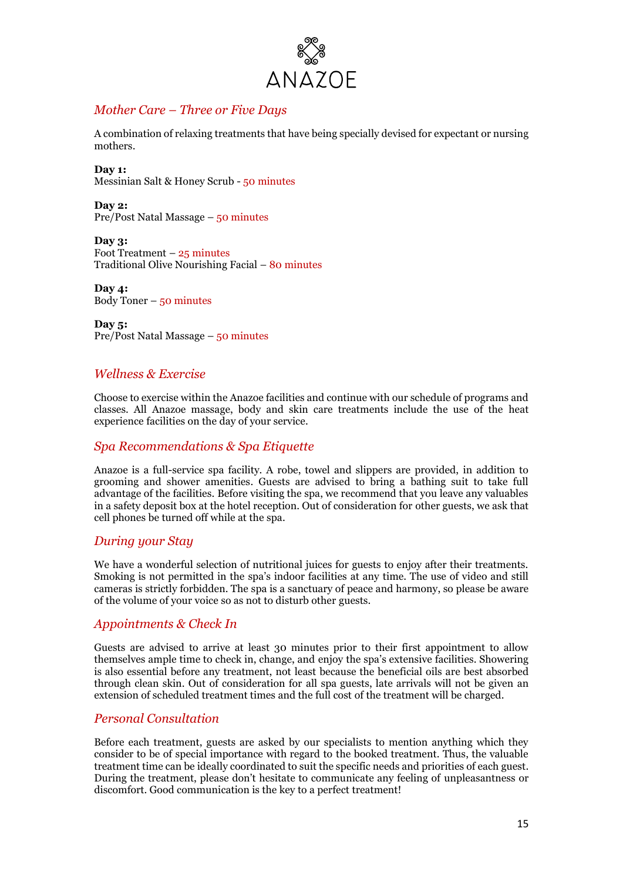ANAZOE

## *Mother Care – Three or Five Days*

A combination of relaxing treatments that have being specially devised for expectant or nursing mothers.

**Day 1:**
Messinian Salt & Honey Scrub - 50 minutes

**Day 2:**
Pre/Post Natal Massage – 50 minutes

**Day 3:**
Foot Treatment – 25 minutes
Traditional Olive Nourishing Facial – 80 minutes

**Day 4:**
Body Toner – 50 minutes

**Day 5:**
Pre/Post Natal Massage – 50 minutes

## *Wellness & Exercise*

Choose to exercise within the Anazoe facilities and continue with our schedule of programs and classes. All Anazoe massage, body and skin care treatments include the use of the heat experience facilities on the day of your service.

## *Spa Recommendations & Spa Etiquette*

Anazoe is a full-service spa facility. A robe, towel and slippers are provided, in addition to grooming and shower amenities. Guests are advised to bring a bathing suit to take full advantage of the facilities. Before visiting the spa, we recommend that you leave any valuables in a safety deposit box at the hotel reception. Out of consideration for other guests, we ask that cell phones be turned off while at the spa.

## *During your Stay*

We have a wonderful selection of nutritional juices for guests to enjoy after their treatments. Smoking is not permitted in the spa's indoor facilities at any time. The use of video and still cameras is strictly forbidden. The spa is a sanctuary of peace and harmony, so please be aware of the volume of your voice so as not to disturb other guests.

## *Appointments & Check In*

Guests are advised to arrive at least 30 minutes prior to their first appointment to allow themselves ample time to check in, change, and enjoy the spa's extensive facilities. Showering is also essential before any treatment, not least because the beneficial oils are best absorbed through clean skin. Out of consideration for all spa guests, late arrivals will not be given an extension of scheduled treatment times and the full cost of the treatment will be charged.

## *Personal Consultation*

Before each treatment, guests are asked by our specialists to mention anything which they consider to be of special importance with regard to the booked treatment. Thus, the valuable treatment time can be ideally coordinated to suit the specific needs and priorities of each guest. During the treatment, please don't hesitate to communicate any feeling of unpleasantness or discomfort. Good communication is the key to a perfect treatment!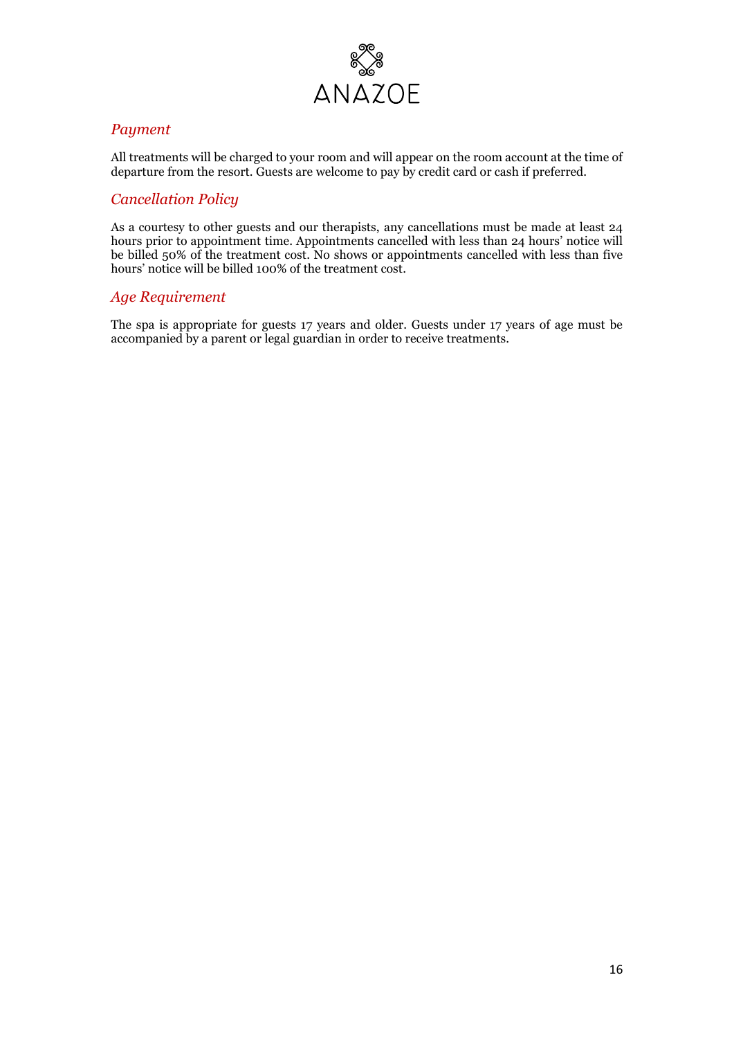ANAZOE

## *Payment*

All treatments will be charged to your room and will appear on the room account at the time of departure from the resort. Guests are welcome to pay by credit card or cash if preferred.

## *Cancellation Policy*

As a courtesy to other guests and our therapists, any cancellations must be made at least 24 hours prior to appointment time. Appointments cancelled with less than 24 hours' notice will be billed 50% of the treatment cost. No shows or appointments cancelled with less than five hours' notice will be billed 100% of the treatment cost.

## *Age Requirement*

The spa is appropriate for guests 17 years and older. Guests under 17 years of age must be accompanied by a parent or legal guardian in order to receive treatments.